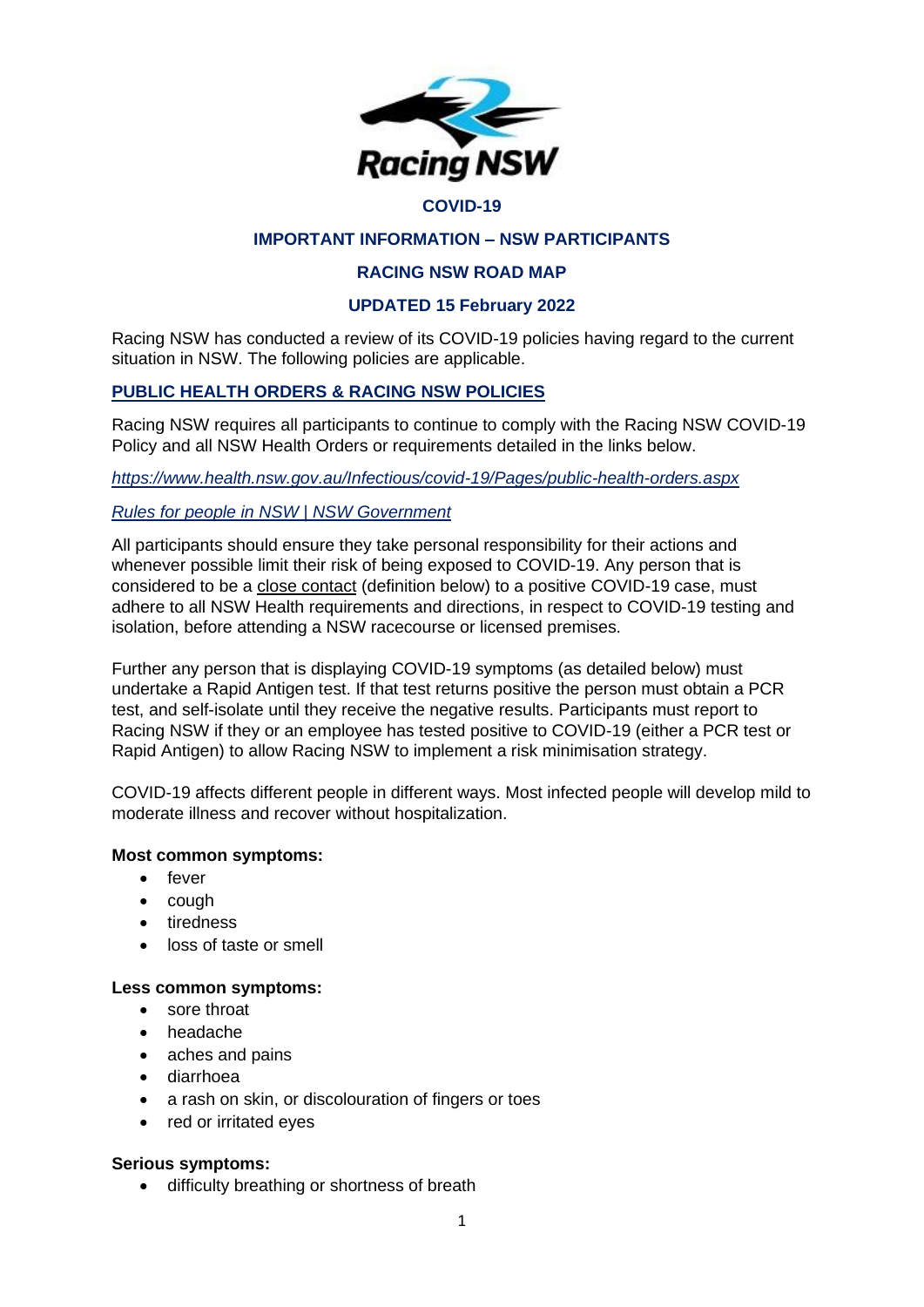# COVID-19

## IMPORTANT INFORMATION – NSW PARTICIPANTS

## RACING NSW ROAD MAP

## UPDATED 15 February 2022

Racing NSW has conducted a review of its COVID-19 policies having regard to the current situation in NSW. The following policies are applicable.

### PUBLIC HEALTH ORDERS & RACING NSW POLICIES

Racing NSW requires all participants to continue to comply with the Racing NSW COVID-19 Policy and all NSW Health Orders or requirements detailed in the links below.

*https://www.health.nsw.gov.au/Infectious/covid-19/Pages/public-health-orders.aspx*

*Rules for people in NSW | NSW Government*

All participants should ensure they take personal responsibility for their actions and whenever possible limit their risk of being exposed to COVID-19. Any person that is considered to be a close contact (definition below) to a positive COVID-19 case, must adhere to all NSW Health requirements and directions, in respect to COVID-19 testing and isolation, before attending a NSW racecourse or licensed premises.

Further any person that is displaying COVID-19 symptoms (as detailed below) must undertake a Rapid Antigen test. If that test returns positive the person must obtain a PCR test, and self-isolate until they receive the negative results. Participants must report to Racing NSW if they or an employee has tested positive to COVID-19 (either a PCR test or Rapid Antigen) to allow Racing NSW to implement a risk minimisation strategy.

COVID-19 affects different people in different ways. Most infected people will develop mild to moderate illness and recover without hospitalization.

**Most common symptoms:**

- fever
- cough
- tiredness
- loss of taste or smell

**Less common symptoms:**

- sore throat
- headache
- aches and pains
- diarrhoea
- a rash on skin, or discolouration of fingers or toes
- red or irritated eyes

**Serious symptoms:**

- difficulty breathing or shortness of breath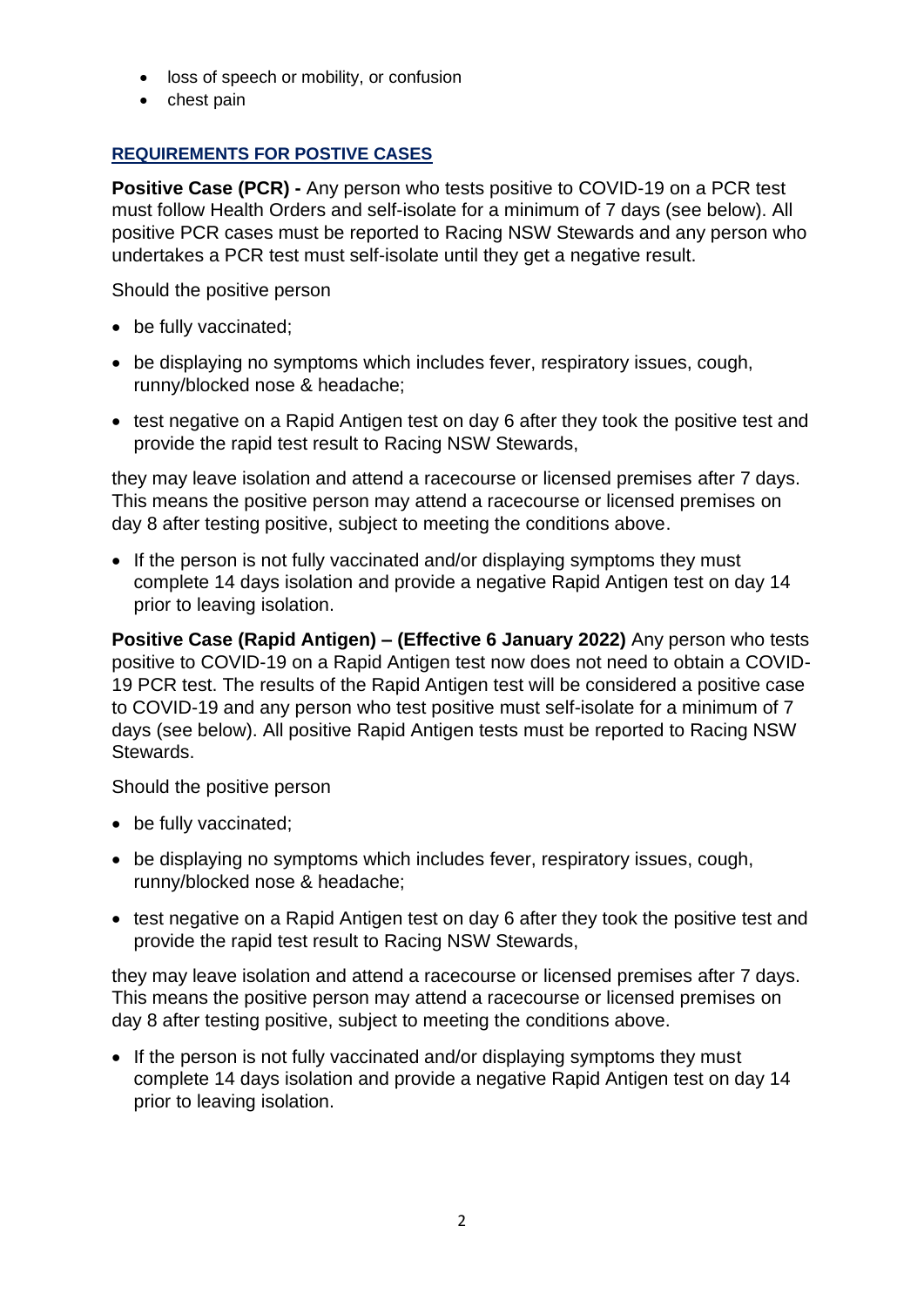- loss of speech or mobility, or confusion
- chest pain

## REQUIREMENTS FOR POSTIVE CASES

**Positive Case (PCR) -** Any person who tests positive to COVID-19 on a PCR test must follow Health Orders and self-isolate for a minimum of 7 days (see below). All positive PCR cases must be reported to Racing NSW Stewards and any person who undertakes a PCR test must self-isolate until they get a negative result.

Should the positive person

- be fully vaccinated;
- be displaying no symptoms which includes fever, respiratory issues, cough, runny/blocked nose & headache;
- test negative on a Rapid Antigen test on day 6 after they took the positive test and provide the rapid test result to Racing NSW Stewards,

they may leave isolation and attend a racecourse or licensed premises after 7 days. This means the positive person may attend a racecourse or licensed premises on day 8 after testing positive, subject to meeting the conditions above.

- If the person is not fully vaccinated and/or displaying symptoms they must complete 14 days isolation and provide a negative Rapid Antigen test on day 14 prior to leaving isolation.

**Positive Case (Rapid Antigen) – (Effective 6 January 2022)** Any person who tests positive to COVID-19 on a Rapid Antigen test now does not need to obtain a COVID-19 PCR test. The results of the Rapid Antigen test will be considered a positive case to COVID-19 and any person who test positive must self-isolate for a minimum of 7 days (see below). All positive Rapid Antigen tests must be reported to Racing NSW Stewards.

Should the positive person

- be fully vaccinated;
- be displaying no symptoms which includes fever, respiratory issues, cough, runny/blocked nose & headache;
- test negative on a Rapid Antigen test on day 6 after they took the positive test and provide the rapid test result to Racing NSW Stewards,

they may leave isolation and attend a racecourse or licensed premises after 7 days. This means the positive person may attend a racecourse or licensed premises on day 8 after testing positive, subject to meeting the conditions above.

- If the person is not fully vaccinated and/or displaying symptoms they must complete 14 days isolation and provide a negative Rapid Antigen test on day 14 prior to leaving isolation.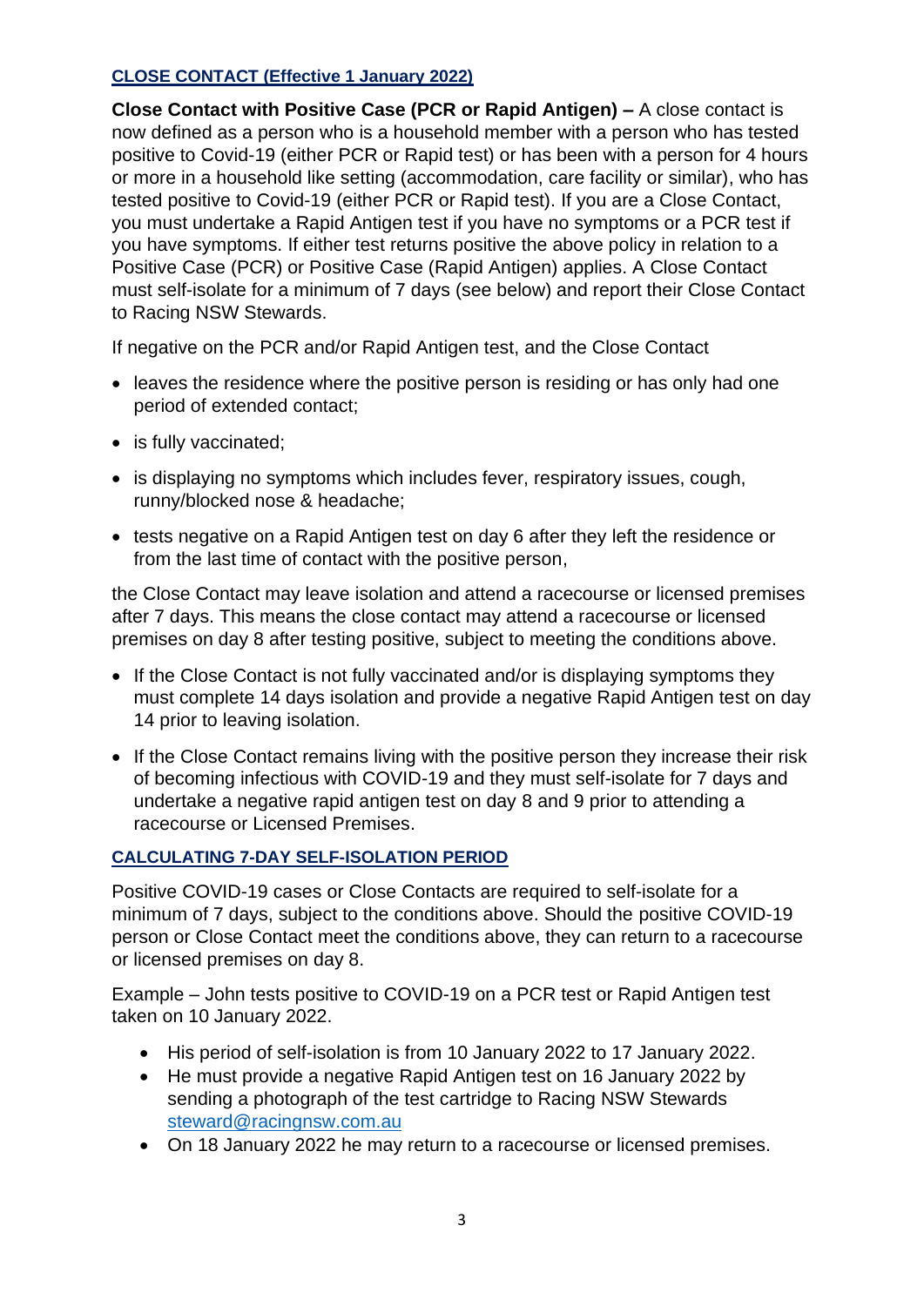## CLOSE CONTACT (Effective 1 January 2022)

**Close Contact with Positive Case (PCR or Rapid Antigen) –** A close contact is now defined as a person who is a household member with a person who has tested positive to Covid-19 (either PCR or Rapid test) or has been with a person for 4 hours or more in a household like setting (accommodation, care facility or similar), who has tested positive to Covid-19 (either PCR or Rapid test). If you are a Close Contact, you must undertake a Rapid Antigen test if you have no symptoms or a PCR test if you have symptoms. If either test returns positive the above policy in relation to a Positive Case (PCR) or Positive Case (Rapid Antigen) applies. A Close Contact must self-isolate for a minimum of 7 days (see below) and report their Close Contact to Racing NSW Stewards.

If negative on the PCR and/or Rapid Antigen test, and the Close Contact

- leaves the residence where the positive person is residing or has only had one period of extended contact;
- is fully vaccinated;
- is displaying no symptoms which includes fever, respiratory issues, cough, runny/blocked nose & headache;
- tests negative on a Rapid Antigen test on day 6 after they left the residence or from the last time of contact with the positive person,

the Close Contact may leave isolation and attend a racecourse or licensed premises after 7 days. This means the close contact may attend a racecourse or licensed premises on day 8 after testing positive, subject to meeting the conditions above.

- If the Close Contact is not fully vaccinated and/or is displaying symptoms they must complete 14 days isolation and provide a negative Rapid Antigen test on day 14 prior to leaving isolation.
- If the Close Contact remains living with the positive person they increase their risk of becoming infectious with COVID-19 and they must self-isolate for 7 days and undertake a negative rapid antigen test on day 8 and 9 prior to attending a racecourse or Licensed Premises.

## CALCULATING 7-DAY SELF-ISOLATION PERIOD

Positive COVID-19 cases or Close Contacts are required to self-isolate for a minimum of 7 days, subject to the conditions above. Should the positive COVID-19 person or Close Contact meet the conditions above, they can return to a racecourse or licensed premises on day 8.

Example – John tests positive to COVID-19 on a PCR test or Rapid Antigen test taken on 10 January 2022.

- His period of self-isolation is from 10 January 2022 to 17 January 2022.
- He must provide a negative Rapid Antigen test on 16 January 2022 by sending a photograph of the test cartridge to Racing NSW Stewards steward@racingnsw.com.au
- On 18 January 2022 he may return to a racecourse or licensed premises.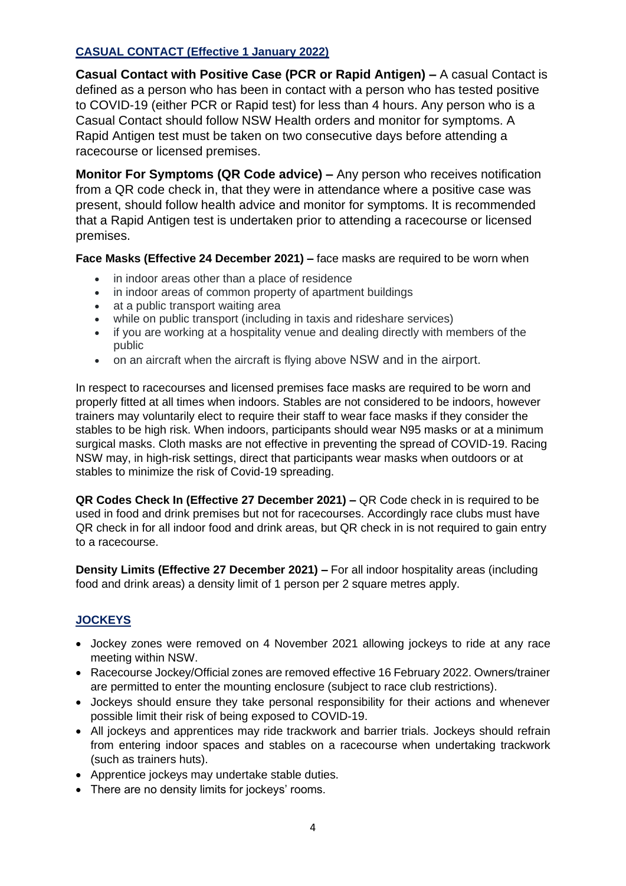## CASUAL CONTACT (Effective 1 January 2022)

**Casual Contact with Positive Case (PCR or Rapid Antigen) –** A casual Contact is defined as a person who has been in contact with a person who has tested positive to COVID-19 (either PCR or Rapid test) for less than 4 hours. Any person who is a Casual Contact should follow NSW Health orders and monitor for symptoms. A Rapid Antigen test must be taken on two consecutive days before attending a racecourse or licensed premises.

**Monitor For Symptoms (QR Code advice) –** Any person who receives notification from a QR code check in, that they were in attendance where a positive case was present, should follow health advice and monitor for symptoms. It is recommended that a Rapid Antigen test is undertaken prior to attending a racecourse or licensed premises.

**Face Masks (Effective 24 December 2021) –** face masks are required to be worn when

- in indoor areas other than a place of residence
- in indoor areas of common property of apartment buildings
- at a public transport waiting area
- while on public transport (including in taxis and rideshare services)
- if you are working at a hospitality venue and dealing directly with members of the public
- on an aircraft when the aircraft is flying above NSW and in the airport.

In respect to racecourses and licensed premises face masks are required to be worn and properly fitted at all times when indoors. Stables are not considered to be indoors, however trainers may voluntarily elect to require their staff to wear face masks if they consider the stables to be high risk. When indoors, participants should wear N95 masks or at a minimum surgical masks. Cloth masks are not effective in preventing the spread of COVID-19. Racing NSW may, in high-risk settings, direct that participants wear masks when outdoors or at stables to minimize the risk of Covid-19 spreading.

**QR Codes Check In (Effective 27 December 2021) –** QR Code check in is required to be used in food and drink premises but not for racecourses. Accordingly race clubs must have QR check in for all indoor food and drink areas, but QR check in is not required to gain entry to a racecourse.

**Density Limits (Effective 27 December 2021) –** For all indoor hospitality areas (including food and drink areas) a density limit of 1 person per 2 square metres apply.

## JOCKEYS

- Jockey zones were removed on 4 November 2021 allowing jockeys to ride at any race meeting within NSW.
- Racecourse Jockey/Official zones are removed effective 16 February 2022. Owners/trainer are permitted to enter the mounting enclosure (subject to race club restrictions).
- Jockeys should ensure they take personal responsibility for their actions and whenever possible limit their risk of being exposed to COVID-19.
- All jockeys and apprentices may ride trackwork and barrier trials. Jockeys should refrain from entering indoor spaces and stables on a racecourse when undertaking trackwork (such as trainers huts).
- Apprentice jockeys may undertake stable duties.
- There are no density limits for jockeys' rooms.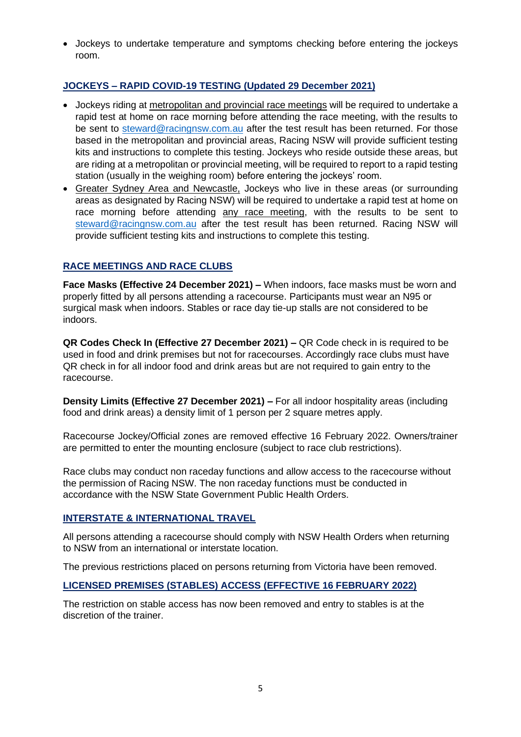- Jockeys to undertake temperature and symptoms checking before entering the jockeys room.

## JOCKEYS – RAPID COVID-19 TESTING (Updated 29 December 2021)

- Jockeys riding at metropolitan and provincial race meetings will be required to undertake a rapid test at home on race morning before attending the race meeting, with the results to be sent to steward@racingnsw.com.au after the test result has been returned. For those based in the metropolitan and provincial areas, Racing NSW will provide sufficient testing kits and instructions to complete this testing. Jockeys who reside outside these areas, but are riding at a metropolitan or provincial meeting, will be required to report to a rapid testing station (usually in the weighing room) before entering the jockeys' room.
- Greater Sydney Area and Newcastle, Jockeys who live in these areas (or surrounding areas as designated by Racing NSW) will be required to undertake a rapid test at home on race morning before attending any race meeting, with the results to be sent to steward@racingnsw.com.au after the test result has been returned. Racing NSW will provide sufficient testing kits and instructions to complete this testing.

## RACE MEETINGS AND RACE CLUBS

**Face Masks (Effective 24 December 2021) –** When indoors, face masks must be worn and properly fitted by all persons attending a racecourse. Participants must wear an N95 or surgical mask when indoors. Stables or race day tie-up stalls are not considered to be indoors.

**QR Codes Check In (Effective 27 December 2021) –** QR Code check in is required to be used in food and drink premises but not for racecourses. Accordingly race clubs must have QR check in for all indoor food and drink areas but are not required to gain entry to the racecourse.

**Density Limits (Effective 27 December 2021) –** For all indoor hospitality areas (including food and drink areas) a density limit of 1 person per 2 square metres apply.

Racecourse Jockey/Official zones are removed effective 16 February 2022. Owners/trainer are permitted to enter the mounting enclosure (subject to race club restrictions).

Race clubs may conduct non raceday functions and allow access to the racecourse without the permission of Racing NSW. The non raceday functions must be conducted in accordance with the NSW State Government Public Health Orders.

## INTERSTATE & INTERNATIONAL TRAVEL

All persons attending a racecourse should comply with NSW Health Orders when returning to NSW from an international or interstate location.

The previous restrictions placed on persons returning from Victoria have been removed.

## LICENSED PREMISES (STABLES) ACCESS (EFFECTIVE 16 FEBRUARY 2022)

The restriction on stable access has now been removed and entry to stables is at the discretion of the trainer.